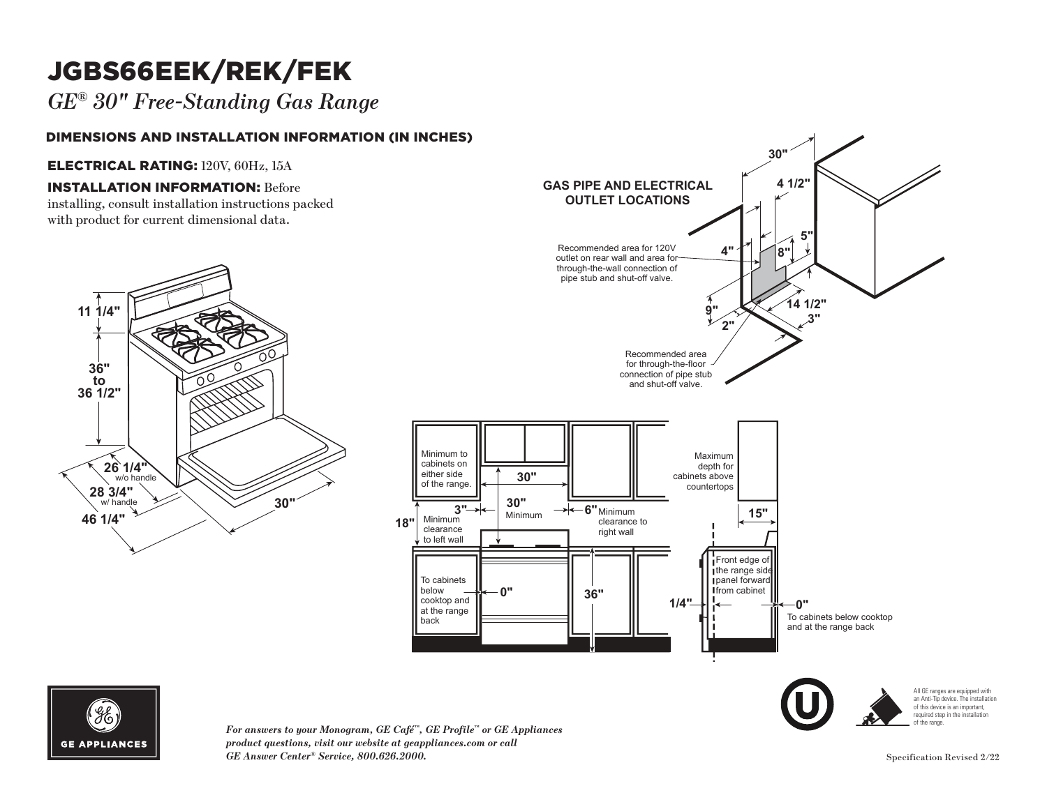# JGBS66EEK/REK/FEK

*GE® 30" Free-Standing Gas Range*

## DIMENSIONS AND INSTALLATION INFORMATION (IN INCHES)

**ELECTRICAL RATING:** 120V, 60Hz, 15A

**INSTALLATION INFORMATION:** Before installing, consult installation instructions packed with product for current dimensional data.

11 1/4"

36" to 36 1/2"

26 1/4" w/o handle

28 3/4" w/ handle

46 1/4"

30"

**GAS PIPE AND ELECTRICAL OUTLET LOCATIONS**

30"

4 1/2"

5"

4"

8"

Recommended area for 120V outlet on rear wall and area for through-the-wall connection of pipe stub and shut-off valve.

9"

2"

14 1/2"

3"

Recommended area for through-the-floor connection of pipe stub and shut-off valve.

Minimum to cabinets on either side of the range. 30"

3" Minimum clearance to left wall

30" Minimum

6" Minimum clearance to right wall

18"

To cabinets below cooktop and at the range back 0"

36"

Maximum depth for cabinets above countertops

15"

Front edge of the range side panel forward from cabinet

1/4"

0" To cabinets below cooktop and at the range back

All GE ranges are equipped with an Anti-Tip device. The installation of this device is an important, required step in the installation of the range.

*For answers to your Monogram, GE Café™, GE Profile™ or GE Appliances product questions, visit our website at geappliances.com or call GE Answer Center® Service, 800.626.2000.*

Specification Revised 2/22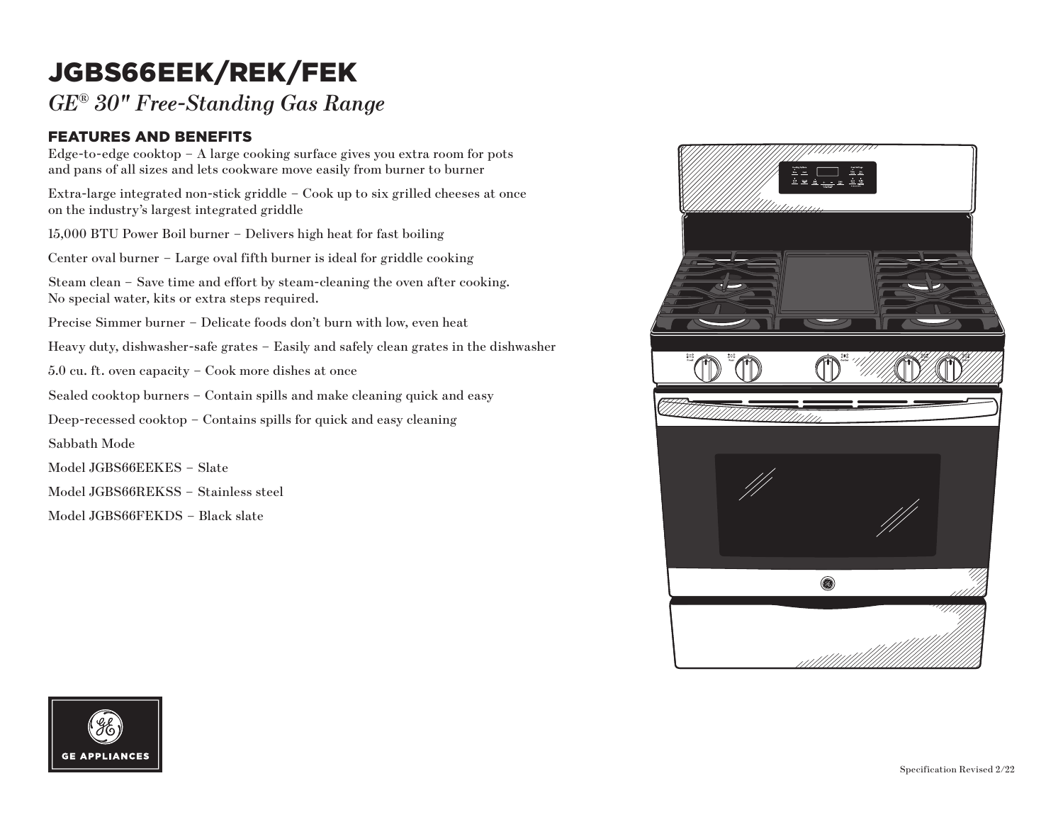# JGBS66EEK/REK/FEK

*GE® 30" Free-Standing Gas Range*

## FEATURES AND BENEFITS

Edge-to-edge cooktop – A large cooking surface gives you extra room for pots and pans of all sizes and lets cookware move easily from burner to burner

Extra-large integrated non-stick griddle – Cook up to six grilled cheeses at once on the industry's largest integrated griddle

15,000 BTU Power Boil burner – Delivers high heat for fast boiling

Center oval burner – Large oval fifth burner is ideal for griddle cooking

Steam clean – Save time and effort by steam-cleaning the oven after cooking. No special water, kits or extra steps required.

Precise Simmer burner – Delicate foods don't burn with low, even heat

Heavy duty, dishwasher-safe grates – Easily and safely clean grates in the dishwasher

5.0 cu. ft. oven capacity – Cook more dishes at once

Sealed cooktop burners – Contain spills and make cleaning quick and easy

Deep-recessed cooktop – Contains spills for quick and easy cleaning

Sabbath Mode

Model JGBS66EEKES – Slate

Model JGBS66REKSS – Stainless steel

Model JGBS66FEKDS – Black slate

GE APPLIANCES

Specification Revised 2/22